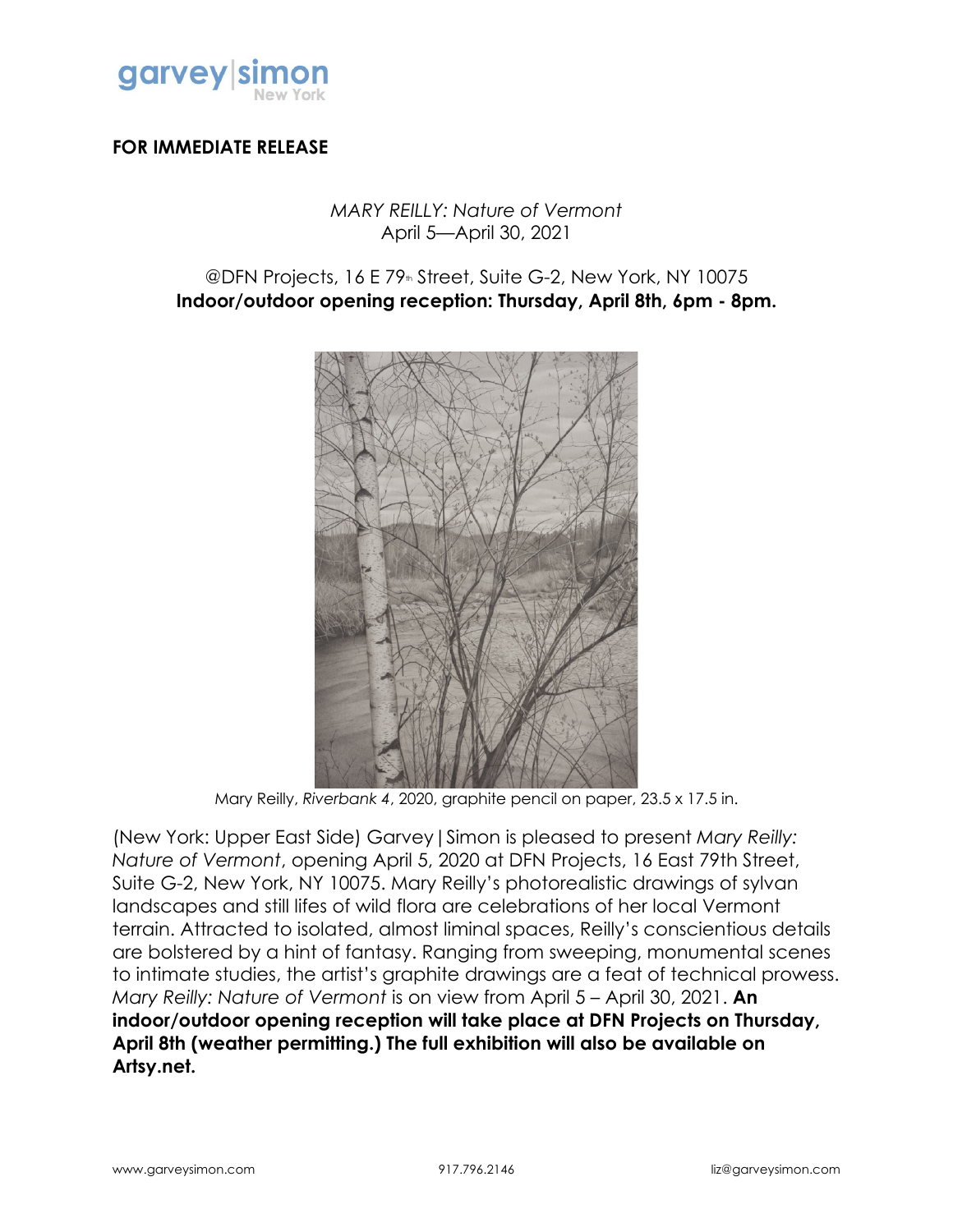garvey|simon
New York

**FOR IMMEDIATE RELEASE**

*MARY REILLY: Nature of Vermont*
April 5—April 30, 2021

@DFN Projects, 16 E 79th Street, Suite G-2, New York, NY 10075
**Indoor/outdoor opening reception: Thursday, April 8th, 6pm - 8pm.**

Mary Reilly, *Riverbank 4*, 2020, graphite pencil on paper, 23.5 x 17.5 in.

(New York: Upper East Side) Garvey|Simon is pleased to present *Mary Reilly: Nature of Vermont*, opening April 5, 2020 at DFN Projects, 16 East 79th Street, Suite G-2, New York, NY 10075. Mary Reilly's photorealistic drawings of sylvan landscapes and still lifes of wild flora are celebrations of her local Vermont terrain. Attracted to isolated, almost liminal spaces, Reilly's conscientious details are bolstered by a hint of fantasy. Ranging from sweeping, monumental scenes to intimate studies, the artist's graphite drawings are a feat of technical prowess. *Mary Reilly: Nature of Vermont* is on view from April 5 – April 30, 2021. **An indoor/outdoor opening reception will take place at DFN Projects on Thursday, April 8th (weather permitting.) The full exhibition will also be available on Artsy.net.**

www.garveysimon.com 917.796.2146 liz@garveysimon.com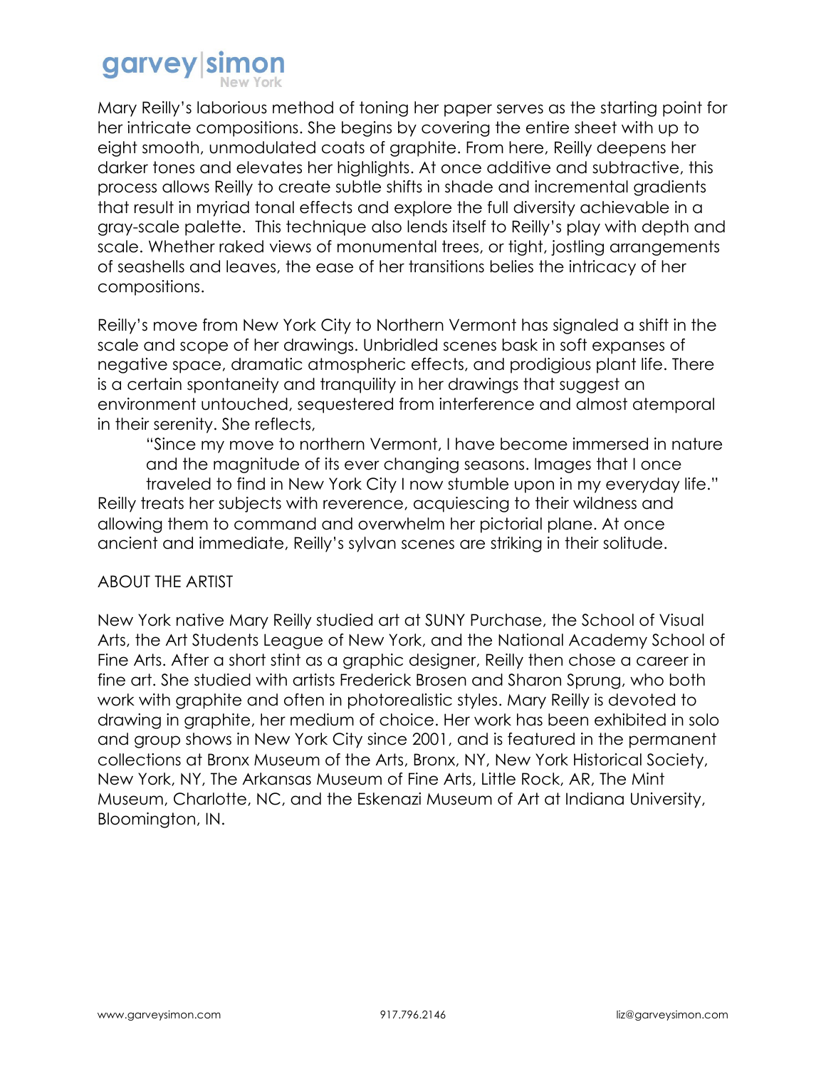Mary Reilly's laborious method of toning her paper serves as the starting point for her intricate compositions. She begins by covering the entire sheet with up to eight smooth, unmodulated coats of graphite. From here, Reilly deepens her darker tones and elevates her highlights. At once additive and subtractive, this process allows Reilly to create subtle shifts in shade and incremental gradients that result in myriad tonal effects and explore the full diversity achievable in a gray-scale palette. This technique also lends itself to Reilly's play with depth and scale. Whether raked views of monumental trees, or tight, jostling arrangements of seashells and leaves, the ease of her transitions belies the intricacy of her compositions.

Reilly's move from New York City to Northern Vermont has signaled a shift in the scale and scope of her drawings. Unbridled scenes bask in soft expanses of negative space, dramatic atmospheric effects, and prodigious plant life. There is a certain spontaneity and tranquility in her drawings that suggest an environment untouched, sequestered from interference and almost atemporal in their serenity. She reflects,

> "Since my move to northern Vermont, I have become immersed in nature and the magnitude of its ever changing seasons. Images that I once traveled to find in New York City I now stumble upon in my everyday life."

Reilly treats her subjects with reverence, acquiescing to their wildness and allowing them to command and overwhelm her pictorial plane. At once ancient and immediate, Reilly's sylvan scenes are striking in their solitude.

## ABOUT THE ARTIST

New York native Mary Reilly studied art at SUNY Purchase, the School of Visual Arts, the Art Students League of New York, and the National Academy School of Fine Arts. After a short stint as a graphic designer, Reilly then chose a career in fine art. She studied with artists Frederick Brosen and Sharon Sprung, who both work with graphite and often in photorealistic styles. Mary Reilly is devoted to drawing in graphite, her medium of choice. Her work has been exhibited in solo and group shows in New York City since 2001, and is featured in the permanent collections at Bronx Museum of the Arts, Bronx, NY, New York Historical Society, New York, NY, The Arkansas Museum of Fine Arts, Little Rock, AR, The Mint Museum, Charlotte, NC, and the Eskenazi Museum of Art at Indiana University, Bloomington, IN.